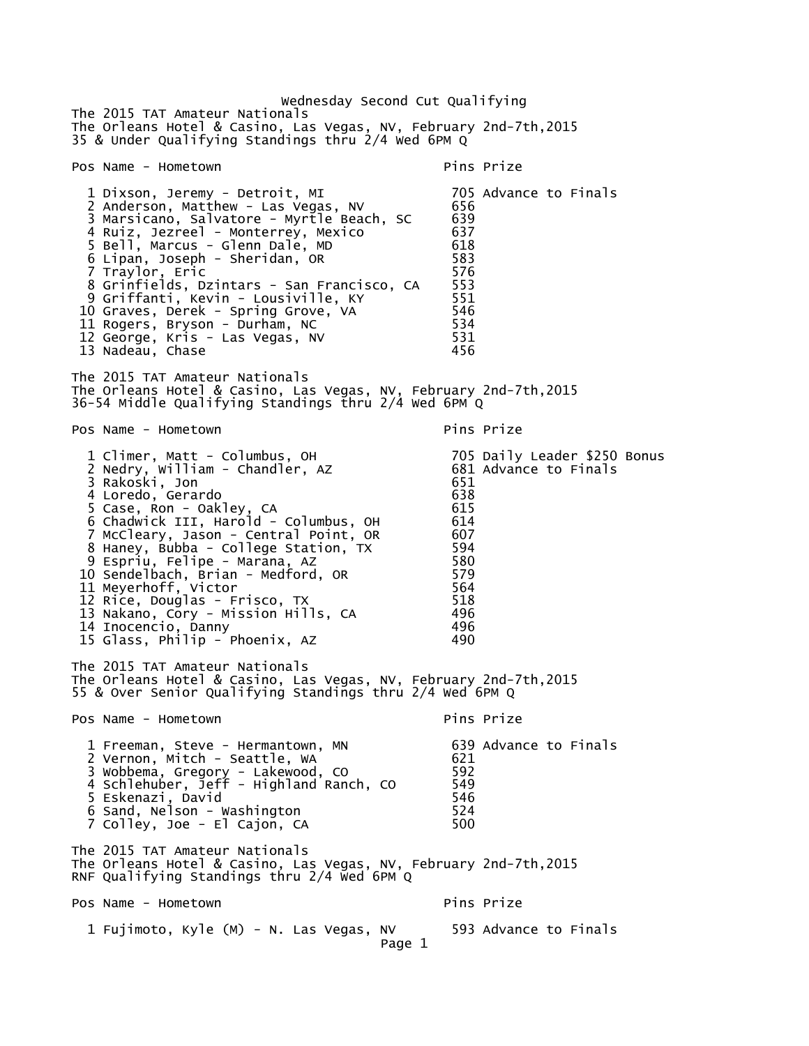# Wednesday Second Cut Qualifying

## The 2015 TAT Amateur Nationals
The Orleans Hotel & Casino, Las Vegas, NV, February 2nd-7th,2015
35 & Under Qualifying Standings thru 2/4 Wed 6PM Q

| Pos | Name - Hometown | Pins | Prize |
|---|---|---|---|
| 1 | Dixson, Jeremy - Detroit, MI | 705 | Advance to Finals |
| 2 | Anderson, Matthew - Las Vegas, NV | 656 | |
| 3 | Marsicano, Salvatore - Myrtle Beach, SC | 639 | |
| 4 | Ruiz, Jezreel - Monterrey, Mexico | 637 | |
| 5 | Bell, Marcus - Glenn Dale, MD | 618 | |
| 6 | Lipan, Joseph - Sheridan, OR | 583 | |
| 7 | Traylor, Eric | 576 | |
| 8 | Grinfields, Dzintars - San Francisco, CA | 553 | |
| 9 | Griffanti, Kevin - Lousiville, KY | 551 | |
| 10 | Graves, Derek - Spring Grove, VA | 546 | |
| 11 | Rogers, Bryson - Durham, NC | 534 | |
| 12 | George, Kris - Las Vegas, NV | 531 | |
| 13 | Nadeau, Chase | 456 | |

## The 2015 TAT Amateur Nationals
The Orleans Hotel & Casino, Las Vegas, NV, February 2nd-7th,2015
36-54 Middle Qualifying Standings thru 2/4 Wed 6PM Q

| Pos | Name - Hometown | Pins | Prize |
|---|---|---|---|
| 1 | Climer, Matt - Columbus, OH | 705 | Daily Leader $250 Bonus |
| 2 | Nedry, William - Chandler, AZ | 681 | Advance to Finals |
| 3 | Rakoski, Jon | 651 | |
| 4 | Loredo, Gerardo | 638 | |
| 5 | Case, Ron - Oakley, CA | 615 | |
| 6 | Chadwick III, Harold - Columbus, OH | 614 | |
| 7 | McCleary, Jason - Central Point, OR | 607 | |
| 8 | Haney, Bubba - College Station, TX | 594 | |
| 9 | Espriu, Felipe - Marana, AZ | 580 | |
| 10 | Sendelbach, Brian - Medford, OR | 579 | |
| 11 | Meyerhoff, Victor | 564 | |
| 12 | Rice, Douglas - Frisco, TX | 518 | |
| 13 | Nakano, Cory - Mission Hills, CA | 496 | |
| 14 | Inocencio, Danny | 496 | |
| 15 | Glass, Philip - Phoenix, AZ | 490 | |

## The 2015 TAT Amateur Nationals
The Orleans Hotel & Casino, Las Vegas, NV, February 2nd-7th,2015
55 & Over Senior Qualifying Standings thru 2/4 Wed 6PM Q

| Pos | Name - Hometown | Pins | Prize |
|---|---|---|---|
| 1 | Freeman, Steve - Hermantown, MN | 639 | Advance to Finals |
| 2 | Vernon, Mitch - Seattle, WA | 621 | |
| 3 | Wobbema, Gregory - Lakewood, CO | 592 | |
| 4 | Schlehuber, Jeff - Highland Ranch, CO | 549 | |
| 5 | Eskenazi, David | 546 | |
| 6 | Sand, Nelson - Washington | 524 | |
| 7 | Colley, Joe - El Cajon, CA | 500 | |

## The 2015 TAT Amateur Nationals
The Orleans Hotel & Casino, Las Vegas, NV, February 2nd-7th,2015
RNF Qualifying Standings thru 2/4 Wed 6PM Q

| Pos | Name - Hometown | Pins | Prize |
|---|---|---|---|
| 1 | Fujimoto, Kyle (M) - N. Las Vegas, NV | 593 | Advance to Finals |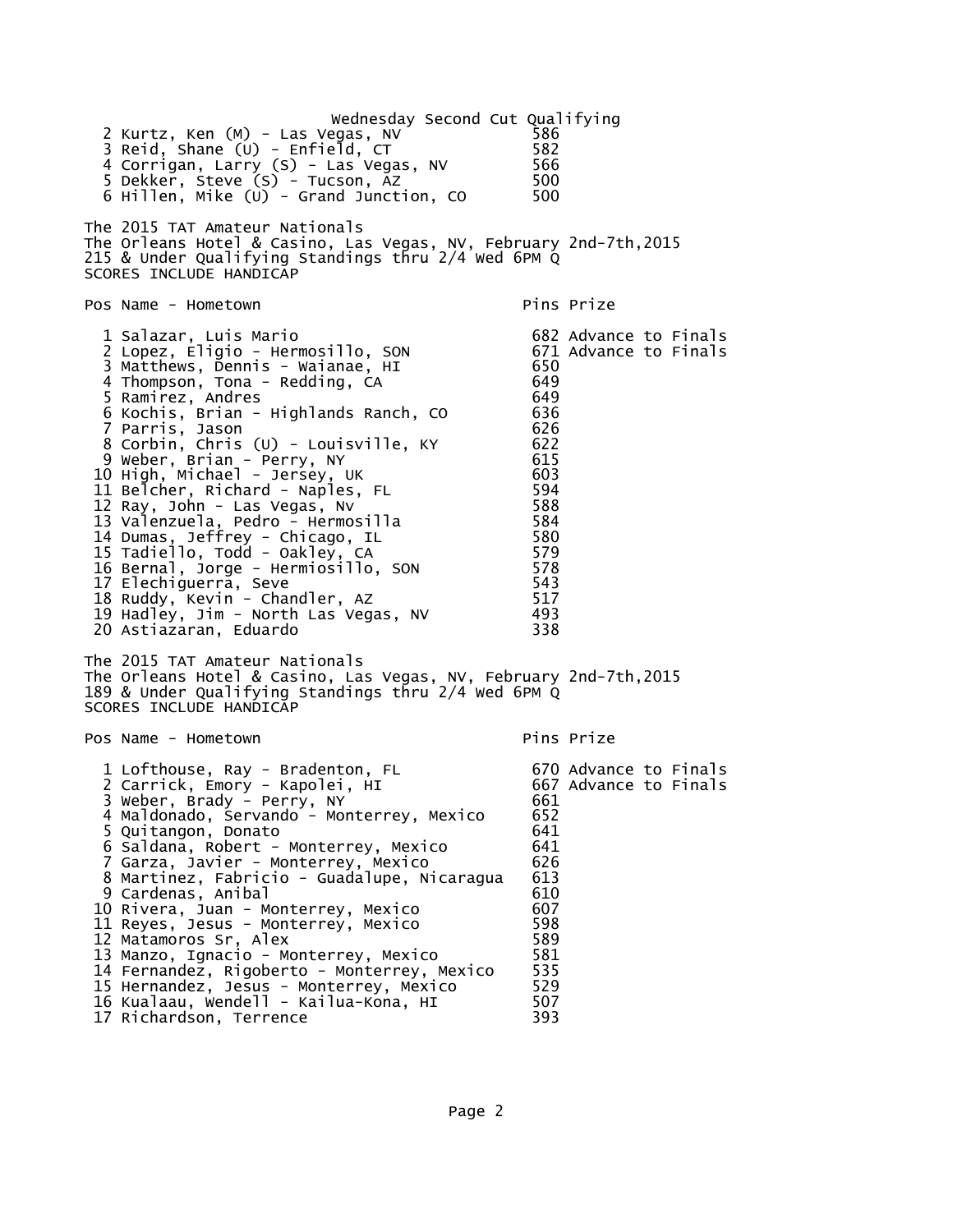Wednesday Second Cut Qualifying

| | | |
|---|---|---|
| 2 | Kurtz, Ken (M) - Las Vegas, NV | 586 |
| 3 | Reid, Shane (U) - Enfield, CT | 582 |
| 4 | Corrigan, Larry (S) - Las Vegas, NV | 566 |
| 5 | Dekker, Steve (S) - Tucson, AZ | 500 |
| 6 | Hillen, Mike (U) - Grand Junction, CO | 500 |

The 2015 TAT Amateur Nationals
The Orleans Hotel & Casino, Las Vegas, NV, February 2nd-7th,2015
215 & Under Qualifying Standings thru 2/4 Wed 6PM Q
SCORES INCLUDE HANDICAP

| Pos | Name - Hometown | Pins | Prize |
|---|---|---|---|
| 1 | Salazar, Luis Mario | 682 | Advance to Finals |
| 2 | Lopez, Eligio - Hermosillo, SON | 671 | Advance to Finals |
| 3 | Matthews, Dennis - Waianae, HI | 650 | |
| 4 | Thompson, Tona - Redding, CA | 649 | |
| 5 | Ramirez, Andres | 649 | |
| 6 | Kochis, Brian - Highlands Ranch, CO | 636 | |
| 7 | Parris, Jason | 626 | |
| 8 | Corbin, Chris (U) - Louisville, KY | 622 | |
| 9 | Weber, Brian - Perry, NY | 615 | |
| 10 | High, Michael - Jersey, UK | 603 | |
| 11 | Belcher, Richard - Naples, FL | 594 | |
| 12 | Ray, John - Las Vegas, Nv | 588 | |
| 13 | Valenzuela, Pedro - Hermosilla | 584 | |
| 14 | Dumas, Jeffrey - Chicago, IL | 580 | |
| 15 | Tadiello, Todd - Oakley, CA | 579 | |
| 16 | Bernal, Jorge - Hermiosillo, SON | 578 | |
| 17 | Elechiguerra, Seve | 543 | |
| 18 | Ruddy, Kevin - Chandler, AZ | 517 | |
| 19 | Hadley, Jim - North Las Vegas, NV | 493 | |
| 20 | Astiazaran, Eduardo | 338 | |

The 2015 TAT Amateur Nationals
The Orleans Hotel & Casino, Las Vegas, NV, February 2nd-7th,2015
189 & Under Qualifying Standings thru 2/4 Wed 6PM Q
SCORES INCLUDE HANDICAP

| Pos | Name - Hometown | Pins | Prize |
|---|---|---|---|
| 1 | Lofthouse, Ray - Bradenton, FL | 670 | Advance to Finals |
| 2 | Carrick, Emory - Kapolei, HI | 667 | Advance to Finals |
| 3 | Weber, Brady - Perry, NY | 661 | |
| 4 | Maldonado, Servando - Monterrey, Mexico | 652 | |
| 5 | Quitangon, Donato | 641 | |
| 6 | Saldana, Robert - Monterrey, Mexico | 641 | |
| 7 | Garza, Javier - Monterrey, Mexico | 626 | |
| 8 | Martinez, Fabricio - Guadalupe, Nicaragua | 613 | |
| 9 | Cardenas, Anibal | 610 | |
| 10 | Rivera, Juan - Monterrey, Mexico | 607 | |
| 11 | Reyes, Jesus - Monterrey, Mexico | 598 | |
| 12 | Matamoros Sr, Alex | 589 | |
| 13 | Manzo, Ignacio - Monterrey, Mexico | 581 | |
| 14 | Fernandez, Rigoberto - Monterrey, Mexico | 535 | |
| 15 | Hernandez, Jesus - Monterrey, Mexico | 529 | |
| 16 | Kualaau, Wendell - Kailua-Kona, HI | 507 | |
| 17 | Richardson, Terrence | 393 | |